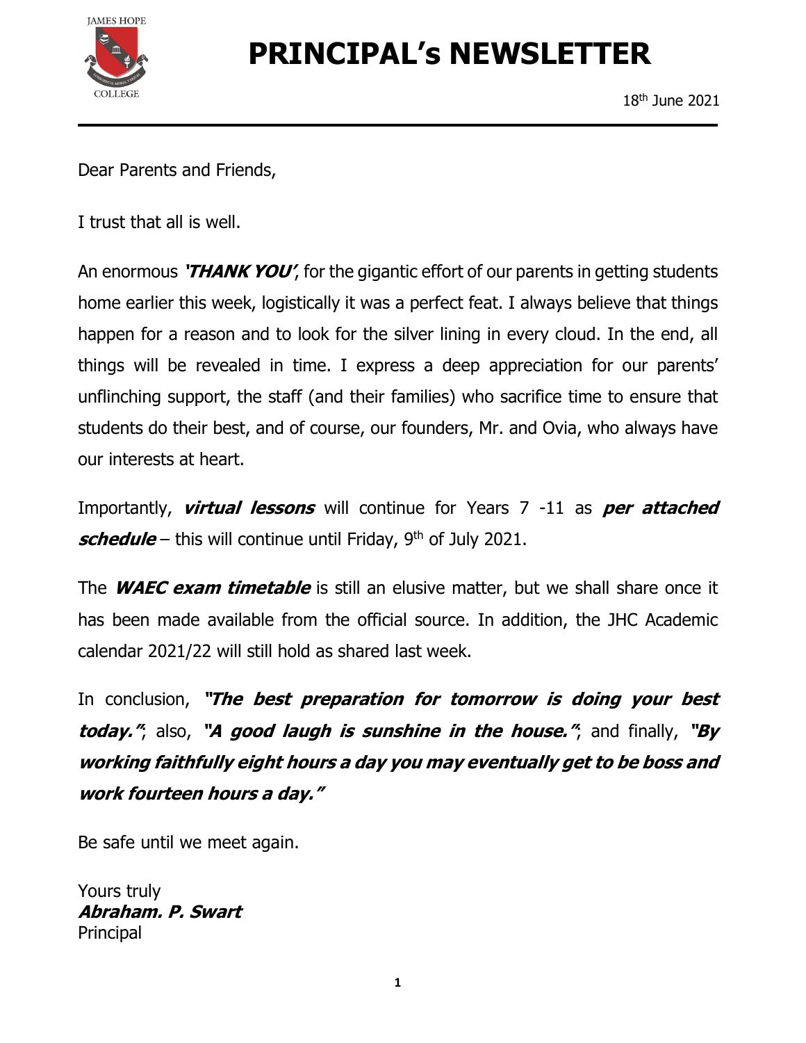JAMES HOPE COLLEGE

# PRINCIPAL's NEWSLETTER

18th June 2021

Dear Parents and Friends,

I trust that all is well.

An enormous ***'THANK YOU'***, for the gigantic effort of our parents in getting students home earlier this week, logistically it was a perfect feat. I always believe that things happen for a reason and to look for the silver lining in every cloud. In the end, all things will be revealed in time. I express a deep appreciation for our parents' unflinching support, the staff (and their families) who sacrifice time to ensure that students do their best, and of course, our founders, Mr. and Ovia, who always have our interests at heart.

Importantly, ***virtual lessons*** will continue for Years 7 -11 as ***per attached schedule*** – this will continue until Friday, 9th of July 2021.

The ***WAEC exam timetable*** is still an elusive matter, but we shall share once it has been made available from the official source. In addition, the JHC Academic calendar 2021/22 will still hold as shared last week.

In conclusion, ***"The best preparation for tomorrow is doing your best today."***; also, ***"A good laugh is sunshine in the house."***; and finally, ***"By working faithfully eight hours a day you may eventually get to be boss and work fourteen hours a day."***

Be safe until we meet again.

Yours truly
***Abraham. P. Swart***
Principal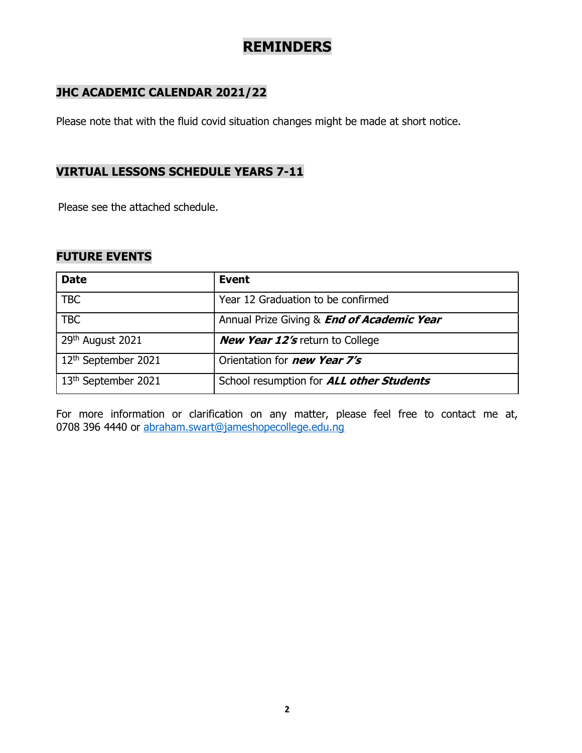# REMINDERS

## JHC ACADEMIC CALENDAR 2021/22

Please note that with the fluid covid situation changes might be made at short notice.

## VIRTUAL LESSONS SCHEDULE YEARS 7-11

Please see the attached schedule.

## FUTURE EVENTS

| Date | Event |
|---|---|
| TBC | Year 12 Graduation to be confirmed |
| TBC | Annual Prize Giving & ***End of Academic Year*** |
| 29th August 2021 | ***New Year 12's*** return to College |
| 12th September 2021 | Orientation for ***new Year 7's*** |
| 13th September 2021 | School resumption for ***ALL other Students*** |

For more information or clarification on any matter, please feel free to contact me at, 0708 396 4440 or abraham.swart@jameshopecollege.edu.ng